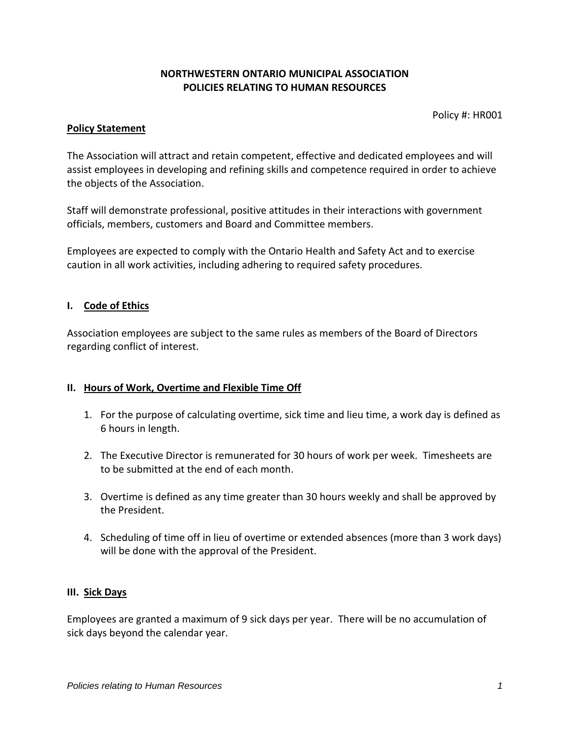# NORTHWESTERN ONTARIO MUNICIPAL ASSOCIATION
# POLICIES RELATING TO HUMAN RESOURCES

Policy #: HR001

**Policy Statement**

The Association will attract and retain competent, effective and dedicated employees and will assist employees in developing and refining skills and competence required in order to achieve the objects of the Association.

Staff will demonstrate professional, positive attitudes in their interactions with government officials, members, customers and Board and Committee members.

Employees are expected to comply with the Ontario Health and Safety Act and to exercise caution in all work activities, including adhering to required safety procedures.

## I. Code of Ethics

Association employees are subject to the same rules as members of the Board of Directors regarding conflict of interest.

## II. Hours of Work, Overtime and Flexible Time Off

1. For the purpose of calculating overtime, sick time and lieu time, a work day is defined as 6 hours in length.

2. The Executive Director is remunerated for 30 hours of work per week. Timesheets are to be submitted at the end of each month.

3. Overtime is defined as any time greater than 30 hours weekly and shall be approved by the President.

4. Scheduling of time off in lieu of overtime or extended absences (more than 3 work days) will be done with the approval of the President.

## III. Sick Days

Employees are granted a maximum of 9 sick days per year. There will be no accumulation of sick days beyond the calendar year.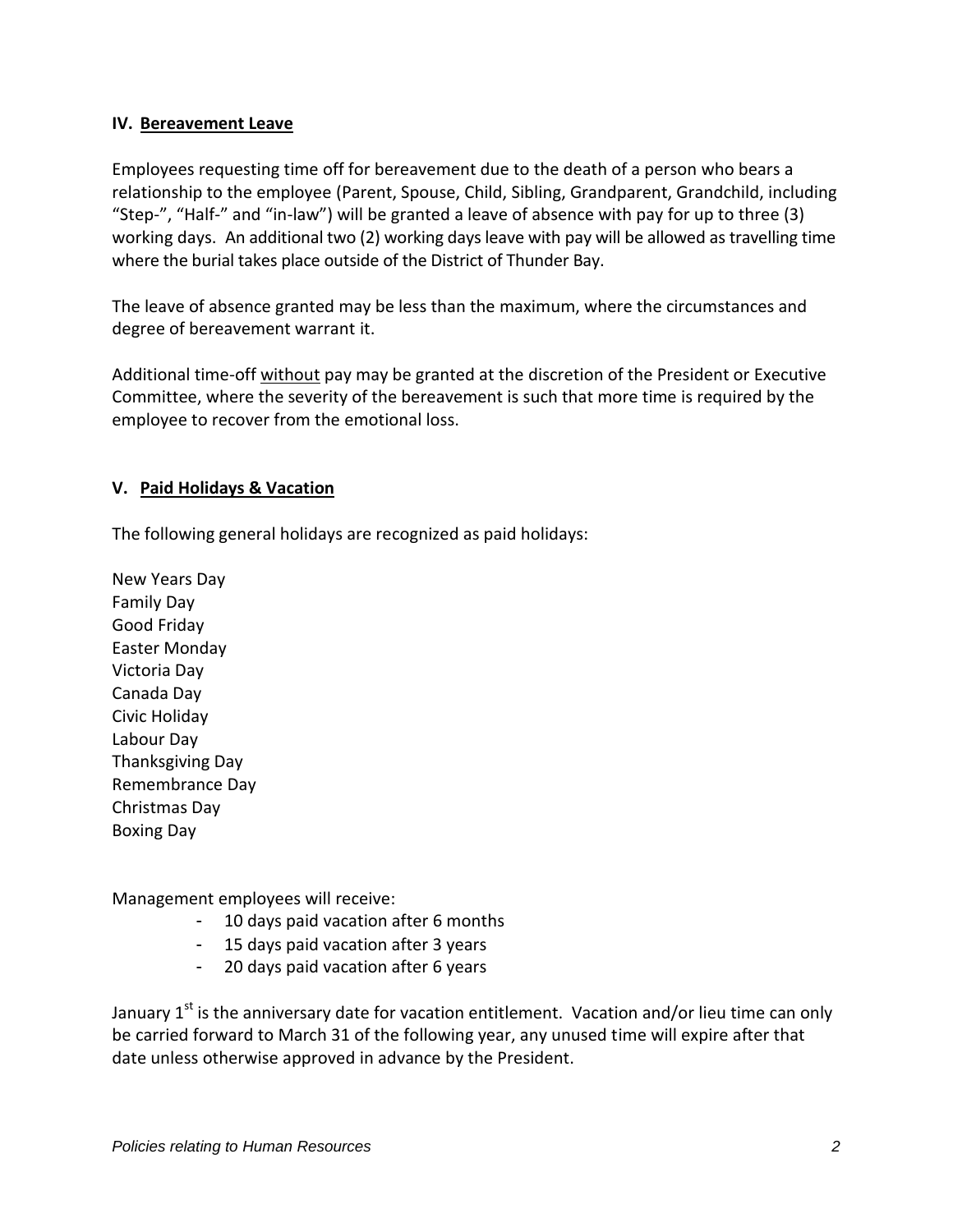## IV. Bereavement Leave

Employees requesting time off for bereavement due to the death of a person who bears a relationship to the employee (Parent, Spouse, Child, Sibling, Grandparent, Grandchild, including "Step-", "Half-" and "in-law") will be granted a leave of absence with pay for up to three (3) working days. An additional two (2) working days leave with pay will be allowed as travelling time where the burial takes place outside of the District of Thunder Bay.

The leave of absence granted may be less than the maximum, where the circumstances and degree of bereavement warrant it.

Additional time-off without pay may be granted at the discretion of the President or Executive Committee, where the severity of the bereavement is such that more time is required by the employee to recover from the emotional loss.

## V. Paid Holidays & Vacation

The following general holidays are recognized as paid holidays:

New Years Day
Family Day
Good Friday
Easter Monday
Victoria Day
Canada Day
Civic Holiday
Labour Day
Thanksgiving Day
Remembrance Day
Christmas Day
Boxing Day

Management employees will receive:

- 10 days paid vacation after 6 months
- 15 days paid vacation after 3 years
- 20 days paid vacation after 6 years

January 1st is the anniversary date for vacation entitlement. Vacation and/or lieu time can only be carried forward to March 31 of the following year, any unused time will expire after that date unless otherwise approved in advance by the President.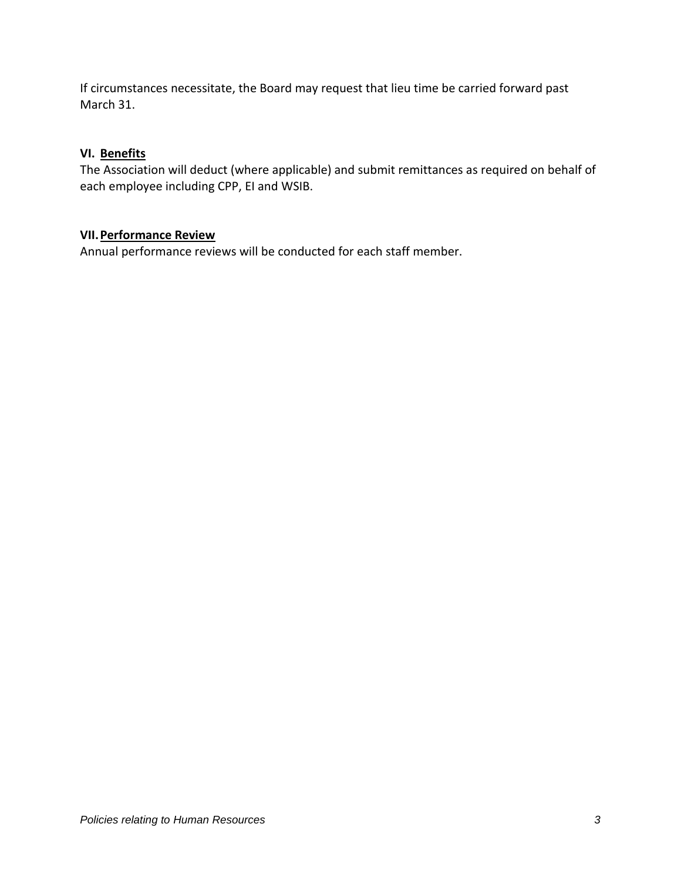If circumstances necessitate, the Board may request that lieu time be carried forward past March 31.

### VI. Benefits

The Association will deduct (where applicable) and submit remittances as required on behalf of each employee including CPP, EI and WSIB.

### VII. Performance Review

Annual performance reviews will be conducted for each staff member.